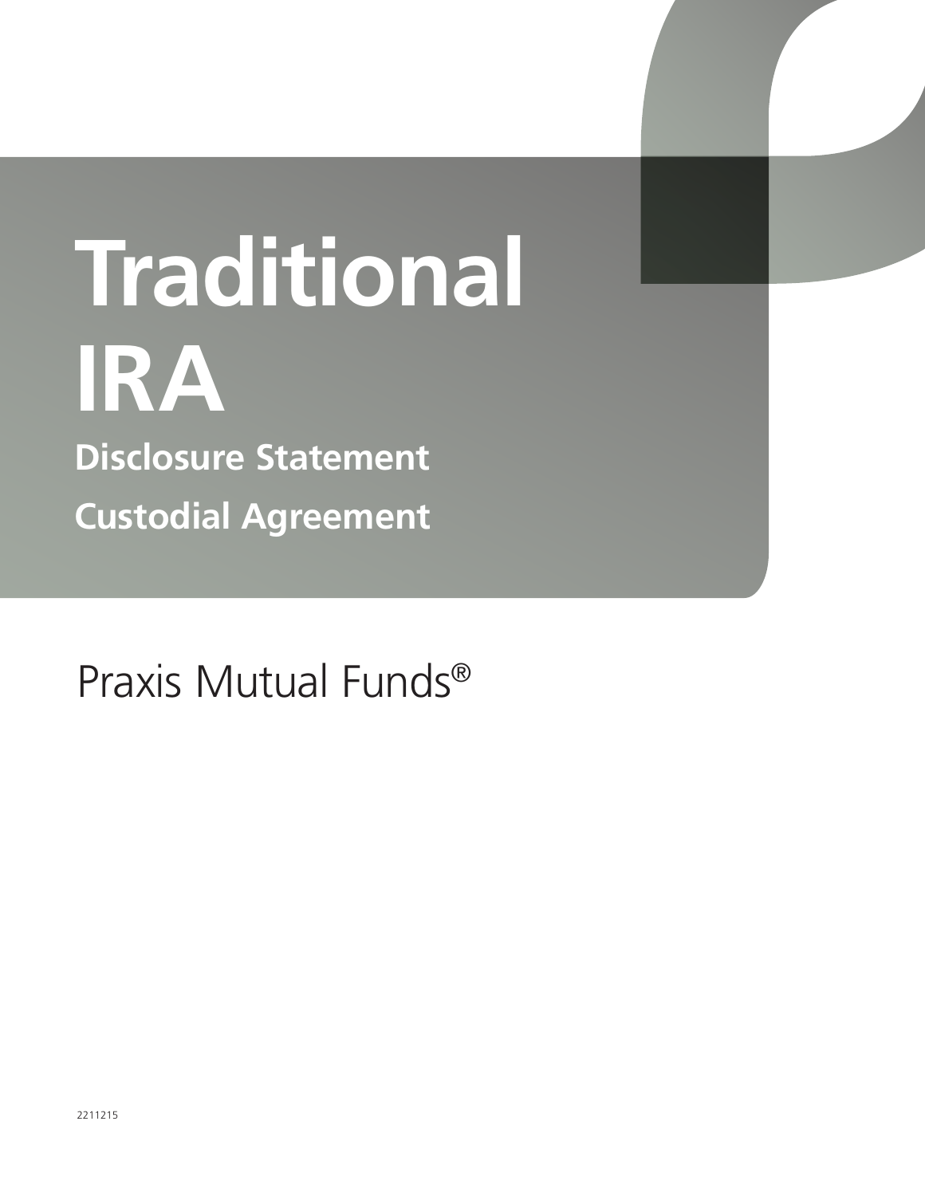# Traditional IRA

## Disclosure Statement

## Custodial Agreement

Praxis Mutual Funds®

2211215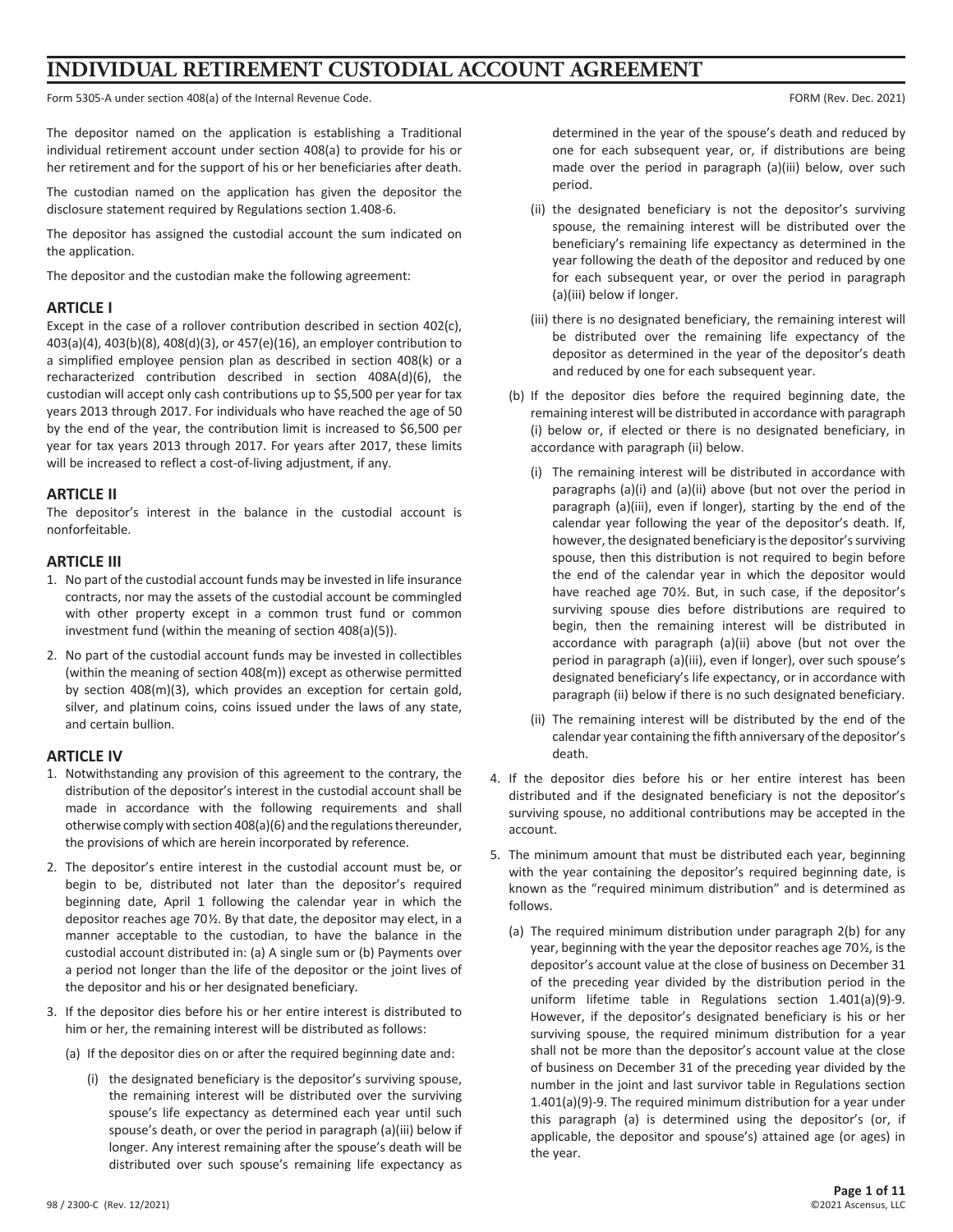// 
# INDIVIDUAL RETIREMENT CUSTODIAL ACCOUNT AGREEMENT

Form 5305-A under section 408(a) of the Internal Revenue Code. FORM (Rev. Dec. 2021)

The depositor named on the application is establishing a Traditional individual retirement account under section 408(a) to provide for his or her retirement and for the support of his or her beneficiaries after death.

The custodian named on the application has given the depositor the disclosure statement required by Regulations section 1.408-6.

The depositor has assigned the custodial account the sum indicated on the application.

The depositor and the custodian make the following agreement:

## ARTICLE I

Except in the case of a rollover contribution described in section 402(c), 403(a)(4), 403(b)(8), 408(d)(3), or 457(e)(16), an employer contribution to a simplified employee pension plan as described in section 408(k) or a recharacterized contribution described in section 408A(d)(6), the custodian will accept only cash contributions up to $5,500 per year for tax years 2013 through 2017. For individuals who have reached the age of 50 by the end of the year, the contribution limit is increased to $6,500 per year for tax years 2013 through 2017. For years after 2017, these limits will be increased to reflect a cost-of-living adjustment, if any.

## ARTICLE II

The depositor's interest in the balance in the custodial account is nonforfeitable.

## ARTICLE III

1. No part of the custodial account funds may be invested in life insurance contracts, nor may the assets of the custodial account be commingled with other property except in a common trust fund or common investment fund (within the meaning of section 408(a)(5)).
2. No part of the custodial account funds may be invested in collectibles (within the meaning of section 408(m)) except as otherwise permitted by section 408(m)(3), which provides an exception for certain gold, silver, and platinum coins, coins issued under the laws of any state, and certain bullion.

## ARTICLE IV

1. Notwithstanding any provision of this agreement to the contrary, the distribution of the depositor's interest in the custodial account shall be made in accordance with the following requirements and shall otherwise comply with section 408(a)(6) and the regulations thereunder, the provisions of which are herein incorporated by reference.
2. The depositor's entire interest in the custodial account must be, or begin to be, distributed not later than the depositor's required beginning date, April 1 following the calendar year in which the depositor reaches age 70½. By that date, the depositor may elect, in a manner acceptable to the custodian, to have the balance in the custodial account distributed in: (a) A single sum or (b) Payments over a period not longer than the life of the depositor or the joint lives of the depositor and his or her designated beneficiary.
3. If the depositor dies before his or her entire interest is distributed to him or her, the remaining interest will be distributed as follows:
   - (a) If the depositor dies on or after the required beginning date and:
     - (i) the designated beneficiary is the depositor's surviving spouse, the remaining interest will be distributed over the surviving spouse's life expectancy as determined each year until such spouse's death, or over the period in paragraph (a)(iii) below if longer. Any interest remaining after the spouse's death will be distributed over such spouse's remaining life expectancy as determined in the year of the spouse's death and reduced by one for each subsequent year, or, if distributions are being made over the period in paragraph (a)(iii) below, over such period.
     - (ii) the designated beneficiary is not the depositor's surviving spouse, the remaining interest will be distributed over the beneficiary's remaining life expectancy as determined in the year following the death of the depositor and reduced by one for each subsequent year, or over the period in paragraph (a)(iii) below if longer.
     - (iii) there is no designated beneficiary, the remaining interest will be distributed over the remaining life expectancy of the depositor as determined in the year of the depositor's death and reduced by one for each subsequent year.
   - (b) If the depositor dies before the required beginning date, the remaining interest will be distributed in accordance with paragraph (i) below or, if elected or there is no designated beneficiary, in accordance with paragraph (ii) below.
     - (i) The remaining interest will be distributed in accordance with paragraphs (a)(i) and (a)(ii) above (but not over the period in paragraph (a)(iii), even if longer), starting by the end of the calendar year following the year of the depositor's death. If, however, the designated beneficiary is the depositor's surviving spouse, then this distribution is not required to begin before the end of the calendar year in which the depositor would have reached age 70½. But, in such case, if the depositor's surviving spouse dies before distributions are required to begin, then the remaining interest will be distributed in accordance with paragraph (a)(ii) above (but not over the period in paragraph (a)(iii), even if longer), over such spouse's designated beneficiary's life expectancy, or in accordance with paragraph (ii) below if there is no such designated beneficiary.
     - (ii) The remaining interest will be distributed by the end of the calendar year containing the fifth anniversary of the depositor's death.
4. If the depositor dies before his or her entire interest has been distributed and if the designated beneficiary is not the depositor's surviving spouse, no additional contributions may be accepted in the account.
5. The minimum amount that must be distributed each year, beginning with the year containing the depositor's required beginning date, is known as the "required minimum distribution" and is determined as follows.
   - (a) The required minimum distribution under paragraph 2(b) for any year, beginning with the year the depositor reaches age 70½, is the depositor's account value at the close of business on December 31 of the preceding year divided by the distribution period in the uniform lifetime table in Regulations section 1.401(a)(9)-9. However, if the depositor's designated beneficiary is his or her surviving spouse, the required minimum distribution for a year shall not be more than the depositor's account value at the close of business on December 31 of the preceding year divided by the number in the joint and last survivor table in Regulations section 1.401(a)(9)-9. The required minimum distribution for a year under this paragraph (a) is determined using the depositor's (or, if applicable, the depositor and spouse's) attained age (or ages) in the year.

98 / 2300-C (Rev. 12/2021) ©2021 Ascensus, LLC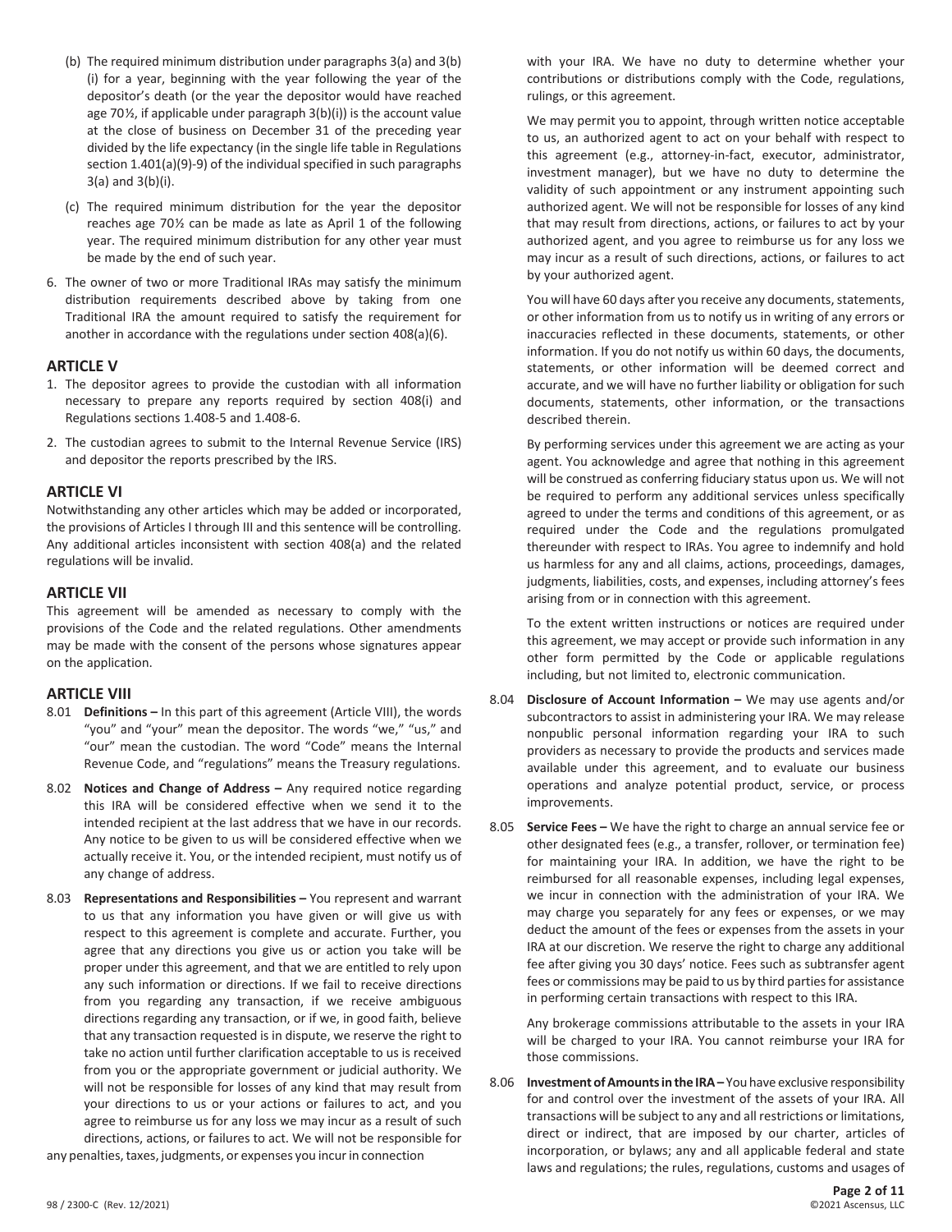(b) The required minimum distribution under paragraphs 3(a) and 3(b)(i) for a year, beginning with the year following the year of the depositor's death (or the year the depositor would have reached age 70½, if applicable under paragraph 3(b)(i)) is the account value at the close of business on December 31 of the preceding year divided by the life expectancy (in the single life table in Regulations section 1.401(a)(9)-9) of the individual specified in such paragraphs 3(a) and 3(b)(i).

(c) The required minimum distribution for the year the depositor reaches age 70½ can be made as late as April 1 of the following year. The required minimum distribution for any other year must be made by the end of such year.

6. The owner of two or more Traditional IRAs may satisfy the minimum distribution requirements described above by taking from one Traditional IRA the amount required to satisfy the requirement for another in accordance with the regulations under section 408(a)(6).

## ARTICLE V

1. The depositor agrees to provide the custodian with all information necessary to prepare any reports required by section 408(i) and Regulations sections 1.408-5 and 1.408-6.
2. The custodian agrees to submit to the Internal Revenue Service (IRS) and depositor the reports prescribed by the IRS.

## ARTICLE VI

Notwithstanding any other articles which may be added or incorporated, the provisions of Articles I through III and this sentence will be controlling. Any additional articles inconsistent with section 408(a) and the related regulations will be invalid.

## ARTICLE VII

This agreement will be amended as necessary to comply with the provisions of the Code and the related regulations. Other amendments may be made with the consent of the persons whose signatures appear on the application.

## ARTICLE VIII

8.01 **Definitions –** In this part of this agreement (Article VIII), the words "you" and "your" mean the depositor. The words "we," "us," and "our" mean the custodian. The word "Code" means the Internal Revenue Code, and "regulations" means the Treasury regulations.

8.02 **Notices and Change of Address –** Any required notice regarding this IRA will be considered effective when we send it to the intended recipient at the last address that we have in our records. Any notice to be given to us will be considered effective when we actually receive it. You, or the intended recipient, must notify us of any change of address.

8.03 **Representations and Responsibilities –** You represent and warrant to us that any information you have given or will give us with respect to this agreement is complete and accurate. Further, you agree that any directions you give us or action you take will be proper under this agreement, and that we are entitled to rely upon any such information or directions. If we fail to receive directions from you regarding any transaction, if we receive ambiguous directions regarding any transaction, or if we, in good faith, believe that any transaction requested is in dispute, we reserve the right to take no action until further clarification acceptable to us is received from you or the appropriate government or judicial authority. We will not be responsible for losses of any kind that may result from your directions to us or your actions or failures to act, and you agree to reimburse us for any loss we may incur as a result of such directions, actions, or failures to act. We will not be responsible for any penalties, taxes, judgments, or expenses you incur in connection with your IRA. We have no duty to determine whether your contributions or distributions comply with the Code, regulations, rulings, or this agreement.

We may permit you to appoint, through written notice acceptable to us, an authorized agent to act on your behalf with respect to this agreement (e.g., attorney-in-fact, executor, administrator, investment manager), but we have no duty to determine the validity of such appointment or any instrument appointing such authorized agent. We will not be responsible for losses of any kind that may result from directions, actions, or failures to act by your authorized agent, and you agree to reimburse us for any loss we may incur as a result of such directions, actions, or failures to act by your authorized agent.

You will have 60 days after you receive any documents, statements, or other information from us to notify us in writing of any errors or inaccuracies reflected in these documents, statements, or other information. If you do not notify us within 60 days, the documents, statements, or other information will be deemed correct and accurate, and we will have no further liability or obligation for such documents, statements, other information, or the transactions described therein.

By performing services under this agreement we are acting as your agent. You acknowledge and agree that nothing in this agreement will be construed as conferring fiduciary status upon us. We will not be required to perform any additional services unless specifically agreed to under the terms and conditions of this agreement, or as required under the Code and the regulations promulgated thereunder with respect to IRAs. You agree to indemnify and hold us harmless for any and all claims, actions, proceedings, damages, judgments, liabilities, costs, and expenses, including attorney's fees arising from or in connection with this agreement.

To the extent written instructions or notices are required under this agreement, we may accept or provide such information in any other form permitted by the Code or applicable regulations including, but not limited to, electronic communication.

8.04 **Disclosure of Account Information –** We may use agents and/or subcontractors to assist in administering your IRA. We may release nonpublic personal information regarding your IRA to such providers as necessary to provide the products and services made available under this agreement, and to evaluate our business operations and analyze potential product, service, or process improvements.

8.05 **Service Fees –** We have the right to charge an annual service fee or other designated fees (e.g., a transfer, rollover, or termination fee) for maintaining your IRA. In addition, we have the right to be reimbursed for all reasonable expenses, including legal expenses, we incur in connection with the administration of your IRA. We may charge you separately for any fees or expenses, or we may deduct the amount of the fees or expenses from the assets in your IRA at our discretion. We reserve the right to charge any additional fee after giving you 30 days' notice. Fees such as subtransfer agent fees or commissions may be paid to us by third parties for assistance in performing certain transactions with respect to this IRA.

Any brokerage commissions attributable to the assets in your IRA will be charged to your IRA. You cannot reimburse your IRA for those commissions.

8.06 **Investment of Amounts in the IRA –** You have exclusive responsibility for and control over the investment of the assets of your IRA. All transactions will be subject to any and all restrictions or limitations, direct or indirect, that are imposed by our charter, articles of incorporation, or bylaws; any and all applicable federal and state laws and regulations; the rules, regulations, customs and usages of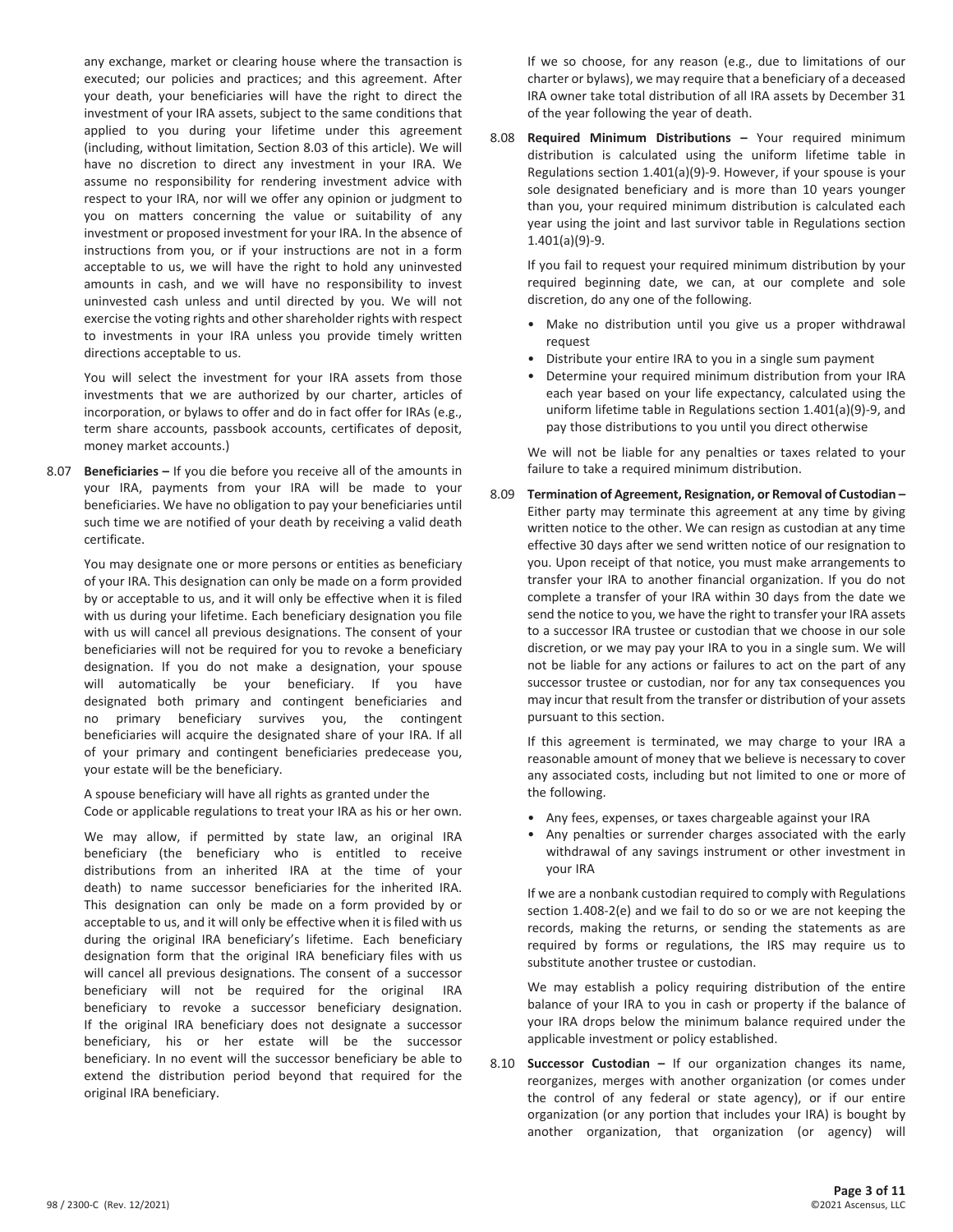any exchange, market or clearing house where the transaction is executed; our policies and practices; and this agreement. After your death, your beneficiaries will have the right to direct the investment of your IRA assets, subject to the same conditions that applied to you during your lifetime under this agreement (including, without limitation, Section 8.03 of this article). We will have no discretion to direct any investment in your IRA. We assume no responsibility for rendering investment advice with respect to your IRA, nor will we offer any opinion or judgment to you on matters concerning the value or suitability of any investment or proposed investment for your IRA. In the absence of instructions from you, or if your instructions are not in a form acceptable to us, we will have the right to hold any uninvested amounts in cash, and we will have no responsibility to invest uninvested cash unless and until directed by you. We will not exercise the voting rights and other shareholder rights with respect to investments in your IRA unless you provide timely written directions acceptable to us.

You will select the investment for your IRA assets from those investments that we are authorized by our charter, articles of incorporation, or bylaws to offer and do in fact offer for IRAs (e.g., term share accounts, passbook accounts, certificates of deposit, money market accounts.)

8.07 **Beneficiaries –** If you die before you receive all of the amounts in your IRA, payments from your IRA will be made to your beneficiaries. We have no obligation to pay your beneficiaries until such time we are notified of your death by receiving a valid death certificate.

You may designate one or more persons or entities as beneficiary of your IRA. This designation can only be made on a form provided by or acceptable to us, and it will only be effective when it is filed with us during your lifetime. Each beneficiary designation you file with us will cancel all previous designations. The consent of your beneficiaries will not be required for you to revoke a beneficiary designation. If you do not make a designation, your spouse will automatically be your beneficiary. If you have designated both primary and contingent beneficiaries and no primary beneficiary survives you, the contingent beneficiaries will acquire the designated share of your IRA. If all of your primary and contingent beneficiaries predecease you, your estate will be the beneficiary.

A spouse beneficiary will have all rights as granted under the Code or applicable regulations to treat your IRA as his or her own.

We may allow, if permitted by state law, an original IRA beneficiary (the beneficiary who is entitled to receive distributions from an inherited IRA at the time of your death) to name successor beneficiaries for the inherited IRA. This designation can only be made on a form provided by or acceptable to us, and it will only be effective when it is filed with us during the original IRA beneficiary's lifetime. Each beneficiary designation form that the original IRA beneficiary files with us will cancel all previous designations. The consent of a successor beneficiary will not be required for the original IRA beneficiary to revoke a successor beneficiary designation. If the original IRA beneficiary does not designate a successor beneficiary, his or her estate will be the successor beneficiary. In no event will the successor beneficiary be able to extend the distribution period beyond that required for the original IRA beneficiary.

If we so choose, for any reason (e.g., due to limitations of our charter or bylaws), we may require that a beneficiary of a deceased IRA owner take total distribution of all IRA assets by December 31 of the year following the year of death.

8.08 **Required Minimum Distributions –** Your required minimum distribution is calculated using the uniform lifetime table in Regulations section 1.401(a)(9)-9. However, if your spouse is your sole designated beneficiary and is more than 10 years younger than you, your required minimum distribution is calculated each year using the joint and last survivor table in Regulations section 1.401(a)(9)-9.

If you fail to request your required minimum distribution by your required beginning date, we can, at our complete and sole discretion, do any one of the following.

- Make no distribution until you give us a proper withdrawal request
- Distribute your entire IRA to you in a single sum payment
- Determine your required minimum distribution from your IRA each year based on your life expectancy, calculated using the uniform lifetime table in Regulations section 1.401(a)(9)-9, and pay those distributions to you until you direct otherwise

We will not be liable for any penalties or taxes related to your failure to take a required minimum distribution.

8.09 **Termination of Agreement, Resignation, or Removal of Custodian –** Either party may terminate this agreement at any time by giving written notice to the other. We can resign as custodian at any time effective 30 days after we send written notice of our resignation to you. Upon receipt of that notice, you must make arrangements to transfer your IRA to another financial organization. If you do not complete a transfer of your IRA within 30 days from the date we send the notice to you, we have the right to transfer your IRA assets to a successor IRA trustee or custodian that we choose in our sole discretion, or we may pay your IRA to you in a single sum. We will not be liable for any actions or failures to act on the part of any successor trustee or custodian, nor for any tax consequences you may incur that result from the transfer or distribution of your assets pursuant to this section.

If this agreement is terminated, we may charge to your IRA a reasonable amount of money that we believe is necessary to cover any associated costs, including but not limited to one or more of the following.

- Any fees, expenses, or taxes chargeable against your IRA
- Any penalties or surrender charges associated with the early withdrawal of any savings instrument or other investment in your IRA

If we are a nonbank custodian required to comply with Regulations section 1.408-2(e) and we fail to do so or we are not keeping the records, making the returns, or sending the statements as are required by forms or regulations, the IRS may require us to substitute another trustee or custodian.

We may establish a policy requiring distribution of the entire balance of your IRA to you in cash or property if the balance of your IRA drops below the minimum balance required under the applicable investment or policy established.

8.10 **Successor Custodian –** If our organization changes its name, reorganizes, merges with another organization (or comes under the control of any federal or state agency), or if our entire organization (or any portion that includes your IRA) is bought by another organization, that organization (or agency) will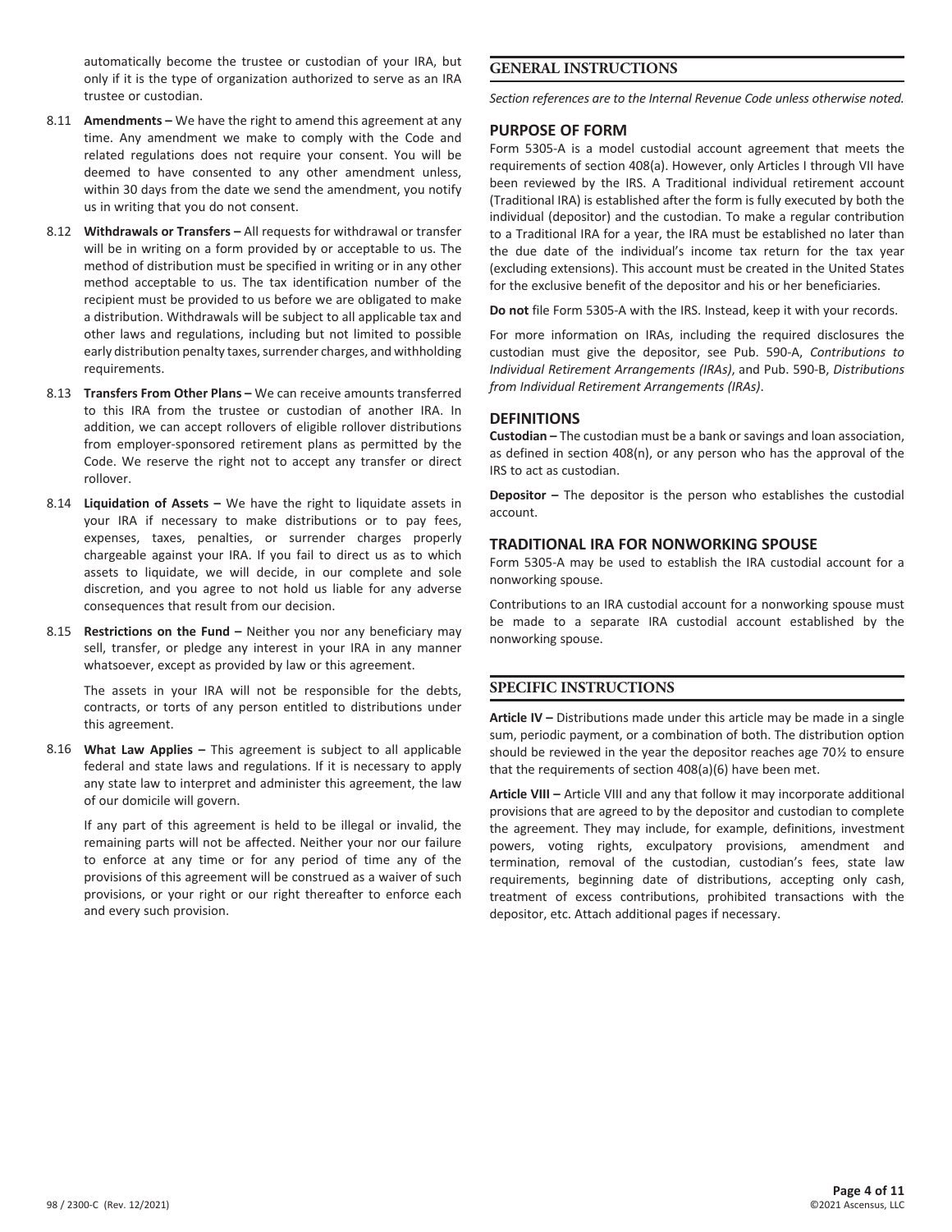automatically become the trustee or custodian of your IRA, but only if it is the type of organization authorized to serve as an IRA trustee or custodian.

8.11 **Amendments –** We have the right to amend this agreement at any time. Any amendment we make to comply with the Code and related regulations does not require your consent. You will be deemed to have consented to any other amendment unless, within 30 days from the date we send the amendment, you notify us in writing that you do not consent.

8.12 **Withdrawals or Transfers –** All requests for withdrawal or transfer will be in writing on a form provided by or acceptable to us. The method of distribution must be specified in writing or in any other method acceptable to us. The tax identification number of the recipient must be provided to us before we are obligated to make a distribution. Withdrawals will be subject to all applicable tax and other laws and regulations, including but not limited to possible early distribution penalty taxes, surrender charges, and withholding requirements.

8.13 **Transfers From Other Plans –** We can receive amounts transferred to this IRA from the trustee or custodian of another IRA. In addition, we can accept rollovers of eligible rollover distributions from employer-sponsored retirement plans as permitted by the Code. We reserve the right not to accept any transfer or direct rollover.

8.14 **Liquidation of Assets –** We have the right to liquidate assets in your IRA if necessary to make distributions or to pay fees, expenses, taxes, penalties, or surrender charges properly chargeable against your IRA. If you fail to direct us as to which assets to liquidate, we will decide, in our complete and sole discretion, and you agree to not hold us liable for any adverse consequences that result from our decision.

8.15 **Restrictions on the Fund –** Neither you nor any beneficiary may sell, transfer, or pledge any interest in your IRA in any manner whatsoever, except as provided by law or this agreement.

The assets in your IRA will not be responsible for the debts, contracts, or torts of any person entitled to distributions under this agreement.

8.16 **What Law Applies –** This agreement is subject to all applicable federal and state laws and regulations. If it is necessary to apply any state law to interpret and administer this agreement, the law of our domicile will govern.

If any part of this agreement is held to be illegal or invalid, the remaining parts will not be affected. Neither your nor our failure to enforce at any time or for any period of time any of the provisions of this agreement will be construed as a waiver of such provisions, or your right or our right thereafter to enforce each and every such provision.

## GENERAL INSTRUCTIONS

*Section references are to the Internal Revenue Code unless otherwise noted.*

### PURPOSE OF FORM

Form 5305-A is a model custodial account agreement that meets the requirements of section 408(a). However, only Articles I through VII have been reviewed by the IRS. A Traditional individual retirement account (Traditional IRA) is established after the form is fully executed by both the individual (depositor) and the custodian. To make a regular contribution to a Traditional IRA for a year, the IRA must be established no later than the due date of the individual's income tax return for the tax year (excluding extensions). This account must be created in the United States for the exclusive benefit of the depositor and his or her beneficiaries.

**Do not** file Form 5305-A with the IRS. Instead, keep it with your records.

For more information on IRAs, including the required disclosures the custodian must give the depositor, see Pub. 590-A, *Contributions to Individual Retirement Arrangements (IRAs)*, and Pub. 590-B, *Distributions from Individual Retirement Arrangements (IRAs)*.

### DEFINITIONS

**Custodian –** The custodian must be a bank or savings and loan association, as defined in section 408(n), or any person who has the approval of the IRS to act as custodian.

**Depositor –** The depositor is the person who establishes the custodial account.

### TRADITIONAL IRA FOR NONWORKING SPOUSE

Form 5305-A may be used to establish the IRA custodial account for a nonworking spouse.

Contributions to an IRA custodial account for a nonworking spouse must be made to a separate IRA custodial account established by the nonworking spouse.

## SPECIFIC INSTRUCTIONS

**Article IV –** Distributions made under this article may be made in a single sum, periodic payment, or a combination of both. The distribution option should be reviewed in the year the depositor reaches age 70½ to ensure that the requirements of section 408(a)(6) have been met.

**Article VIII –** Article VIII and any that follow it may incorporate additional provisions that are agreed to by the depositor and custodian to complete the agreement. They may include, for example, definitions, investment powers, voting rights, exculpatory provisions, amendment and termination, removal of the custodian, custodian's fees, state law requirements, beginning date of distributions, accepting only cash, treatment of excess contributions, prohibited transactions with the depositor, etc. Attach additional pages if necessary.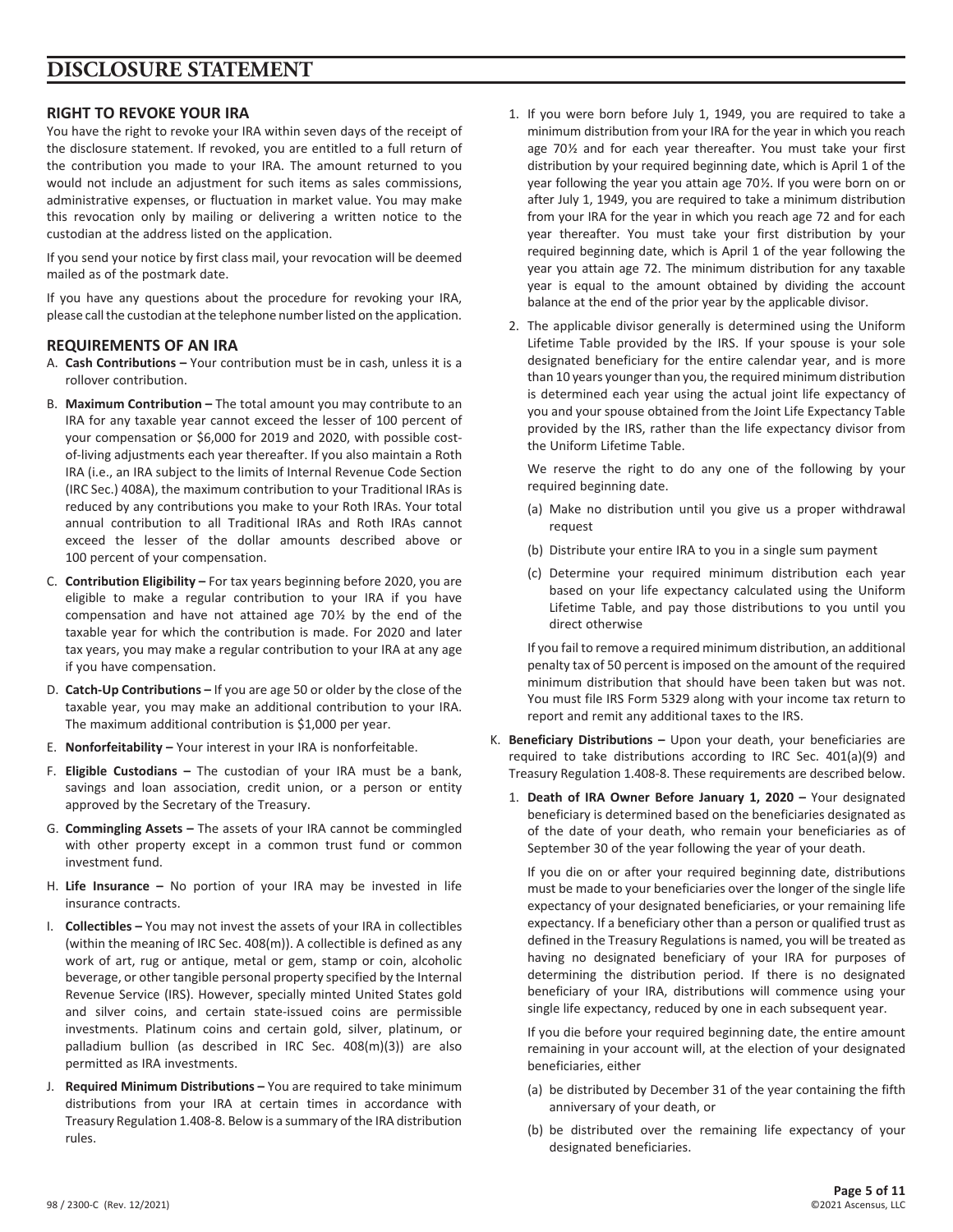# DISCLOSURE STATEMENT

## RIGHT TO REVOKE YOUR IRA

You have the right to revoke your IRA within seven days of the receipt of the disclosure statement. If revoked, you are entitled to a full return of the contribution you made to your IRA. The amount returned to you would not include an adjustment for such items as sales commissions, administrative expenses, or fluctuation in market value. You may make this revocation only by mailing or delivering a written notice to the custodian at the address listed on the application.

If you send your notice by first class mail, your revocation will be deemed mailed as of the postmark date.

If you have any questions about the procedure for revoking your IRA, please call the custodian at the telephone number listed on the application.

## REQUIREMENTS OF AN IRA

A. **Cash Contributions –** Your contribution must be in cash, unless it is a rollover contribution.

B. **Maximum Contribution –** The total amount you may contribute to an IRA for any taxable year cannot exceed the lesser of 100 percent of your compensation or $6,000 for 2019 and 2020, with possible cost-of-living adjustments each year thereafter. If you also maintain a Roth IRA (i.e., an IRA subject to the limits of Internal Revenue Code Section (IRC Sec.) 408A), the maximum contribution to your Traditional IRAs is reduced by any contributions you make to your Roth IRAs. Your total annual contribution to all Traditional IRAs and Roth IRAs cannot exceed the lesser of the dollar amounts described above or 100 percent of your compensation.

C. **Contribution Eligibility –** For tax years beginning before 2020, you are eligible to make a regular contribution to your IRA if you have compensation and have not attained age 70½ by the end of the taxable year for which the contribution is made. For 2020 and later tax years, you may make a regular contribution to your IRA at any age if you have compensation.

D. **Catch-Up Contributions –** If you are age 50 or older by the close of the taxable year, you may make an additional contribution to your IRA. The maximum additional contribution is $1,000 per year.

E. **Nonforfeitability –** Your interest in your IRA is nonforfeitable.

F. **Eligible Custodians –** The custodian of your IRA must be a bank, savings and loan association, credit union, or a person or entity approved by the Secretary of the Treasury.

G. **Commingling Assets –** The assets of your IRA cannot be commingled with other property except in a common trust fund or common investment fund.

H. **Life Insurance –** No portion of your IRA may be invested in life insurance contracts.

I. **Collectibles –** You may not invest the assets of your IRA in collectibles (within the meaning of IRC Sec. 408(m)). A collectible is defined as any work of art, rug or antique, metal or gem, stamp or coin, alcoholic beverage, or other tangible personal property specified by the Internal Revenue Service (IRS). However, specially minted United States gold and silver coins, and certain state-issued coins are permissible investments. Platinum coins and certain gold, silver, platinum, or palladium bullion (as described in IRC Sec. 408(m)(3)) are also permitted as IRA investments.

J. **Required Minimum Distributions –** You are required to take minimum distributions from your IRA at certain times in accordance with Treasury Regulation 1.408-8. Below is a summary of the IRA distribution rules.

1. If you were born before July 1, 1949, you are required to take a minimum distribution from your IRA for the year in which you reach age 70½ and for each year thereafter. You must take your first distribution by your required beginning date, which is April 1 of the year following the year you attain age 70½. If you were born on or after July 1, 1949, you are required to take a minimum distribution from your IRA for the year in which you reach age 72 and for each year thereafter. You must take your first distribution by your required beginning date, which is April 1 of the year following the year you attain age 72. The minimum distribution for any taxable year is equal to the amount obtained by dividing the account balance at the end of the prior year by the applicable divisor.

2. The applicable divisor generally is determined using the Uniform Lifetime Table provided by the IRS. If your spouse is your sole designated beneficiary for the entire calendar year, and is more than 10 years younger than you, the required minimum distribution is determined each year using the actual joint life expectancy of you and your spouse obtained from the Joint Life Expectancy Table provided by the IRS, rather than the life expectancy divisor from the Uniform Lifetime Table.

   We reserve the right to do any one of the following by your required beginning date.

   (a) Make no distribution until you give us a proper withdrawal request

   (b) Distribute your entire IRA to you in a single sum payment

   (c) Determine your required minimum distribution each year based on your life expectancy calculated using the Uniform Lifetime Table, and pay those distributions to you until you direct otherwise

   If you fail to remove a required minimum distribution, an additional penalty tax of 50 percent is imposed on the amount of the required minimum distribution that should have been taken but was not. You must file IRS Form 5329 along with your income tax return to report and remit any additional taxes to the IRS.

K. **Beneficiary Distributions –** Upon your death, your beneficiaries are required to take distributions according to IRC Sec. 401(a)(9) and Treasury Regulation 1.408-8. These requirements are described below.

1. **Death of IRA Owner Before January 1, 2020 –** Your designated beneficiary is determined based on the beneficiaries designated as of the date of your death, who remain your beneficiaries as of September 30 of the year following the year of your death.

   If you die on or after your required beginning date, distributions must be made to your beneficiaries over the longer of the single life expectancy of your designated beneficiaries, or your remaining life expectancy. If a beneficiary other than a person or qualified trust as defined in the Treasury Regulations is named, you will be treated as having no designated beneficiary of your IRA for purposes of determining the distribution period. If there is no designated beneficiary of your IRA, distributions will commence using your single life expectancy, reduced by one in each subsequent year.

   If you die before your required beginning date, the entire amount remaining in your account will, at the election of your designated beneficiaries, either

   (a) be distributed by December 31 of the year containing the fifth anniversary of your death, or

   (b) be distributed over the remaining life expectancy of your designated beneficiaries.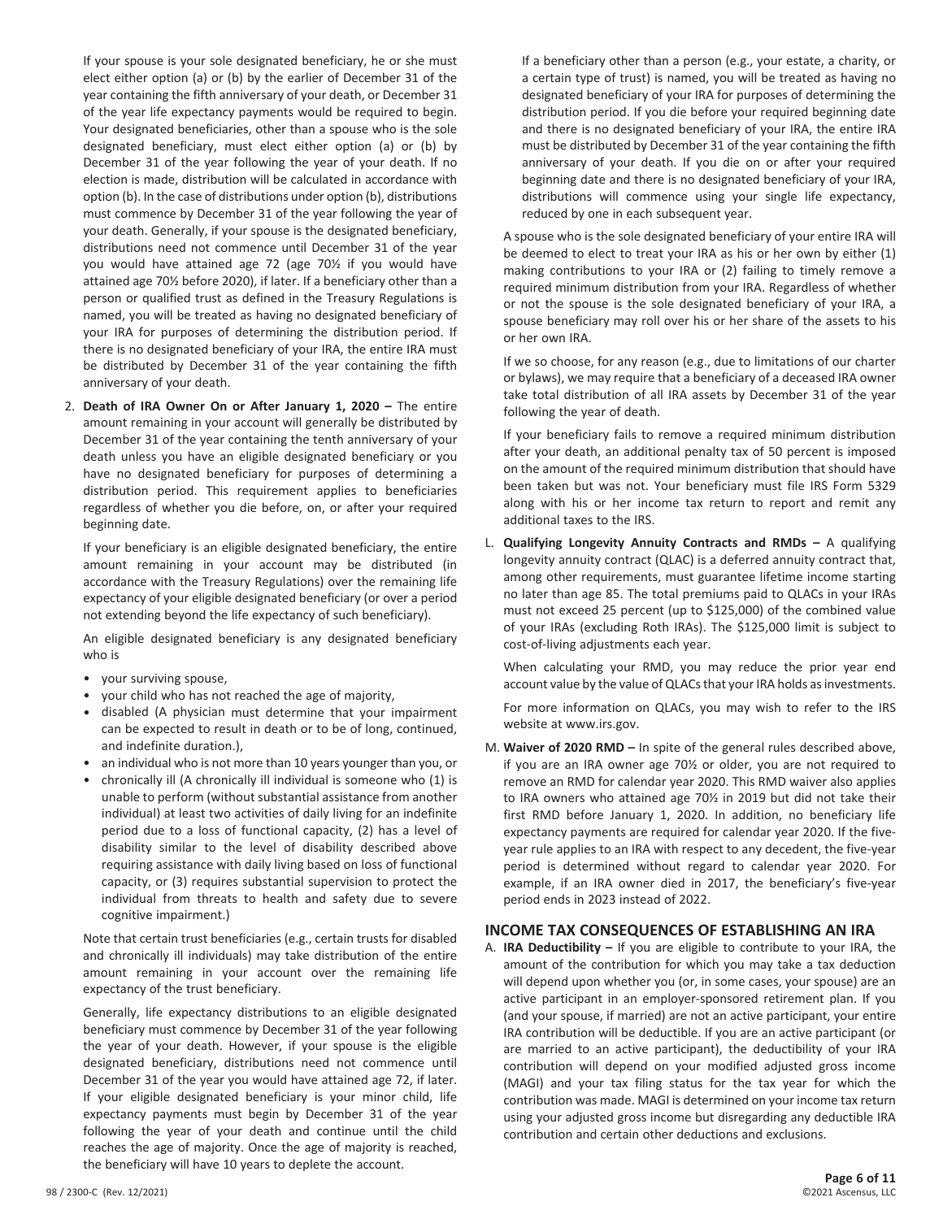If your spouse is your sole designated beneficiary, he or she must elect either option (a) or (b) by the earlier of December 31 of the year containing the fifth anniversary of your death, or December 31 of the year life expectancy payments would be required to begin. Your designated beneficiaries, other than a spouse who is the sole designated beneficiary, must elect either option (a) or (b) by December 31 of the year following the year of your death. If no election is made, distribution will be calculated in accordance with option (b). In the case of distributions under option (b), distributions must commence by December 31 of the year following the year of your death. Generally, if your spouse is the designated beneficiary, distributions need not commence until December 31 of the year you would have attained age 72 (age 70½ if you would have attained age 70½ before 2020), if later. If a beneficiary other than a person or qualified trust as defined in the Treasury Regulations is named, you will be treated as having no designated beneficiary of your IRA for purposes of determining the distribution period. If there is no designated beneficiary of your IRA, the entire IRA must be distributed by December 31 of the year containing the fifth anniversary of your death.

2. **Death of IRA Owner On or After January 1, 2020 –** The entire amount remaining in your account will generally be distributed by December 31 of the year containing the tenth anniversary of your death unless you have an eligible designated beneficiary or you have no designated beneficiary for purposes of determining a distribution period. This requirement applies to beneficiaries regardless of whether you die before, on, or after your required beginning date.

   If your beneficiary is an eligible designated beneficiary, the entire amount remaining in your account may be distributed (in accordance with the Treasury Regulations) over the remaining life expectancy of your eligible designated beneficiary (or over a period not extending beyond the life expectancy of such beneficiary).

   An eligible designated beneficiary is any designated beneficiary who is

   - your surviving spouse,
   - your child who has not reached the age of majority,
   - disabled (A physician must determine that your impairment can be expected to result in death or to be of long, continued, and indefinite duration.),
   - an individual who is not more than 10 years younger than you, or
   - chronically ill (A chronically ill individual is someone who (1) is unable to perform (without substantial assistance from another individual) at least two activities of daily living for an indefinite period due to a loss of functional capacity, (2) has a level of disability similar to the level of disability described above requiring assistance with daily living based on loss of functional capacity, or (3) requires substantial supervision to protect the individual from threats to health and safety due to severe cognitive impairment.)

   Note that certain trust beneficiaries (e.g., certain trusts for disabled and chronically ill individuals) may take distribution of the entire amount remaining in your account over the remaining life expectancy of the trust beneficiary.

   Generally, life expectancy distributions to an eligible designated beneficiary must commence by December 31 of the year following the year of your death. However, if your spouse is the eligible designated beneficiary, distributions need not commence until December 31 of the year you would have attained age 72, if later. If your eligible designated beneficiary is your minor child, life expectancy payments must begin by December 31 of the year following the year of your death and continue until the child reaches the age of majority. Once the age of majority is reached, the beneficiary will have 10 years to deplete the account.

   If a beneficiary other than a person (e.g., your estate, a charity, or a certain type of trust) is named, you will be treated as having no designated beneficiary of your IRA for purposes of determining the distribution period. If you die before your required beginning date and there is no designated beneficiary of your IRA, the entire IRA must be distributed by December 31 of the year containing the fifth anniversary of your death. If you die on or after your required beginning date and there is no designated beneficiary of your IRA, distributions will commence using your single life expectancy, reduced by one in each subsequent year.

A spouse who is the sole designated beneficiary of your entire IRA will be deemed to elect to treat your IRA as his or her own by either (1) making contributions to your IRA or (2) failing to timely remove a required minimum distribution from your IRA. Regardless of whether or not the spouse is the sole designated beneficiary of your IRA, a spouse beneficiary may roll over his or her share of the assets to his or her own IRA.

If we so choose, for any reason (e.g., due to limitations of our charter or bylaws), we may require that a beneficiary of a deceased IRA owner take total distribution of all IRA assets by December 31 of the year following the year of death.

If your beneficiary fails to remove a required minimum distribution after your death, an additional penalty tax of 50 percent is imposed on the amount of the required minimum distribution that should have been taken but was not. Your beneficiary must file IRS Form 5329 along with his or her income tax return to report and remit any additional taxes to the IRS.

L. **Qualifying Longevity Annuity Contracts and RMDs –** A qualifying longevity annuity contract (QLAC) is a deferred annuity contract that, among other requirements, must guarantee lifetime income starting no later than age 85. The total premiums paid to QLACs in your IRAs must not exceed 25 percent (up to $125,000) of the combined value of your IRAs (excluding Roth IRAs). The $125,000 limit is subject to cost-of-living adjustments each year.

   When calculating your RMD, you may reduce the prior year end account value by the value of QLACs that your IRA holds as investments.

   For more information on QLACs, you may wish to refer to the IRS website at www.irs.gov.

M. **Waiver of 2020 RMD –** In spite of the general rules described above, if you are an IRA owner age 70½ or older, you are not required to remove an RMD for calendar year 2020. This RMD waiver also applies to IRA owners who attained age 70½ in 2019 but did not take their first RMD before January 1, 2020. In addition, no beneficiary life expectancy payments are required for calendar year 2020. If the five-year rule applies to an IRA with respect to any decedent, the five-year period is determined without regard to calendar year 2020. For example, if an IRA owner died in 2017, the beneficiary's five-year period ends in 2023 instead of 2022.

## INCOME TAX CONSEQUENCES OF ESTABLISHING AN IRA

A. **IRA Deductibility –** If you are eligible to contribute to your IRA, the amount of the contribution for which you may take a tax deduction will depend upon whether you (or, in some cases, your spouse) are an active participant in an employer-sponsored retirement plan. If you (and your spouse, if married) are not an active participant, your entire IRA contribution will be deductible. If you are an active participant (or are married to an active participant), the deductibility of your IRA contribution will depend on your modified adjusted gross income (MAGI) and your tax filing status for the tax year for which the contribution was made. MAGI is determined on your income tax return using your adjusted gross income but disregarding any deductible IRA contribution and certain other deductions and exclusions.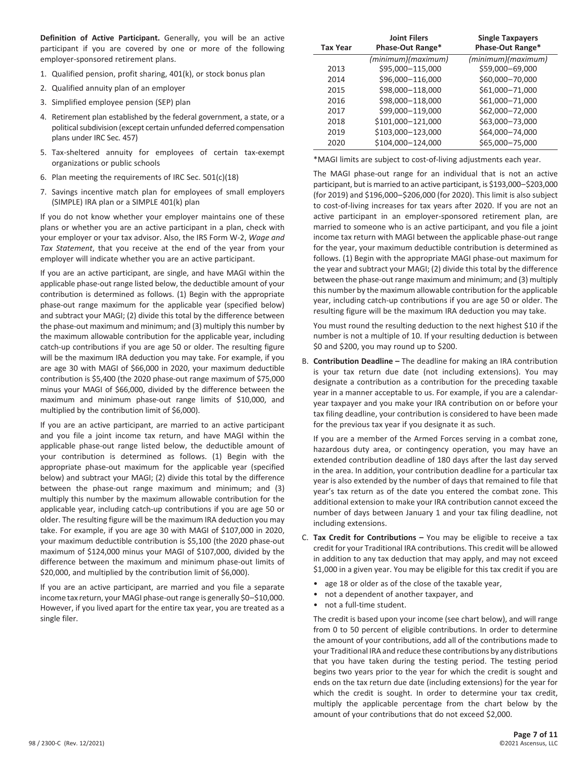**Definition of Active Participant.** Generally, you will be an active participant if you are covered by one or more of the following employer-sponsored retirement plans.

1. Qualified pension, profit sharing, 401(k), or stock bonus plan
2. Qualified annuity plan of an employer
3. Simplified employee pension (SEP) plan
4. Retirement plan established by the federal government, a state, or a political subdivision (except certain unfunded deferred compensation plans under IRC Sec. 457)
5. Tax-sheltered annuity for employees of certain tax-exempt organizations or public schools
6. Plan meeting the requirements of IRC Sec. 501(c)(18)
7. Savings incentive match plan for employees of small employers (SIMPLE) IRA plan or a SIMPLE 401(k) plan

If you do not know whether your employer maintains one of these plans or whether you are an active participant in a plan, check with your employer or your tax advisor. Also, the IRS Form W-2, *Wage and Tax Statement*, that you receive at the end of the year from your employer will indicate whether you are an active participant.

If you are an active participant, are single, and have MAGI within the applicable phase-out range listed below, the deductible amount of your contribution is determined as follows. (1) Begin with the appropriate phase-out range maximum for the applicable year (specified below) and subtract your MAGI; (2) divide this total by the difference between the phase-out maximum and minimum; and (3) multiply this number by the maximum allowable contribution for the applicable year, including catch-up contributions if you are age 50 or older. The resulting figure will be the maximum IRA deduction you may take. For example, if you are age 30 with MAGI of $66,000 in 2020, your maximum deductible contribution is $5,400 (the 2020 phase-out range maximum of $75,000 minus your MAGI of $66,000, divided by the difference between the maximum and minimum phase-out range limits of $10,000, and multiplied by the contribution limit of $6,000).

If you are an active participant, are married to an active participant and you file a joint income tax return, and have MAGI within the applicable phase-out range listed below, the deductible amount of your contribution is determined as follows. (1) Begin with the appropriate phase-out maximum for the applicable year (specified below) and subtract your MAGI; (2) divide this total by the difference between the phase-out range maximum and minimum; and (3) multiply this number by the maximum allowable contribution for the applicable year, including catch-up contributions if you are age 50 or older. The resulting figure will be the maximum IRA deduction you may take. For example, if you are age 30 with MAGI of $107,000 in 2020, your maximum deductible contribution is $5,100 (the 2020 phase-out maximum of $124,000 minus your MAGI of $107,000, divided by the difference between the maximum and minimum phase-out limits of $20,000, and multiplied by the contribution limit of $6,000).

If you are an active participant, are married and you file a separate income tax return, your MAGI phase-out range is generally $0–$10,000. However, if you lived apart for the entire tax year, you are treated as a single filer.

| Tax Year | Joint Filers Phase-Out Range* | Single Taxpayers Phase-Out Range* |
|---|---|---|
| | *(minimum)(maximum)* | *(minimum)(maximum)* |
| 2013 | $95,000–115,000 | $59,000–69,000 |
| 2014 | $96,000–116,000 | $60,000–70,000 |
| 2015 | $98,000–118,000 | $61,000–71,000 |
| 2016 | $98,000–118,000 | $61,000–71,000 |
| 2017 | $99,000–119,000 | $62,000–72,000 |
| 2018 | $101,000–121,000 | $63,000–73,000 |
| 2019 | $103,000–123,000 | $64,000–74,000 |
| 2020 | $104,000–124,000 | $65,000–75,000 |

*MAGI limits are subject to cost-of-living adjustments each year.

The MAGI phase-out range for an individual that is not an active participant, but is married to an active participant, is $193,000–$203,000 (for 2019) and $196,000–$206,000 (for 2020). This limit is also subject to cost-of-living increases for tax years after 2020. If you are not an active participant in an employer-sponsored retirement plan, are married to someone who is an active participant, and you file a joint income tax return with MAGI between the applicable phase-out range for the year, your maximum deductible contribution is determined as follows. (1) Begin with the appropriate MAGI phase-out maximum for the year and subtract your MAGI; (2) divide this total by the difference between the phase-out range maximum and minimum; and (3) multiply this number by the maximum allowable contribution for the applicable year, including catch-up contributions if you are age 50 or older. The resulting figure will be the maximum IRA deduction you may take.

You must round the resulting deduction to the next highest $10 if the number is not a multiple of 10. If your resulting deduction is between $0 and $200, you may round up to $200.

B. **Contribution Deadline –** The deadline for making an IRA contribution is your tax return due date (not including extensions). You may designate a contribution as a contribution for the preceding taxable year in a manner acceptable to us. For example, if you are a calendar-year taxpayer and you make your IRA contribution on or before your tax filing deadline, your contribution is considered to have been made for the previous tax year if you designate it as such.

   If you are a member of the Armed Forces serving in a combat zone, hazardous duty area, or contingency operation, you may have an extended contribution deadline of 180 days after the last day served in the area. In addition, your contribution deadline for a particular tax year is also extended by the number of days that remained to file that year's tax return as of the date you entered the combat zone. This additional extension to make your IRA contribution cannot exceed the number of days between January 1 and your tax filing deadline, not including extensions.

C. **Tax Credit for Contributions –** You may be eligible to receive a tax credit for your Traditional IRA contributions. This credit will be allowed in addition to any tax deduction that may apply, and may not exceed $1,000 in a given year. You may be eligible for this tax credit if you are

   - age 18 or older as of the close of the taxable year,
   - not a dependent of another taxpayer, and
   - not a full-time student.

   The credit is based upon your income (see chart below), and will range from 0 to 50 percent of eligible contributions. In order to determine the amount of your contributions, add all of the contributions made to your Traditional IRA and reduce these contributions by any distributions that you have taken during the testing period. The testing period begins two years prior to the year for which the credit is sought and ends on the tax return due date (including extensions) for the year for which the credit is sought. In order to determine your tax credit, multiply the applicable percentage from the chart below by the amount of your contributions that do not exceed $2,000.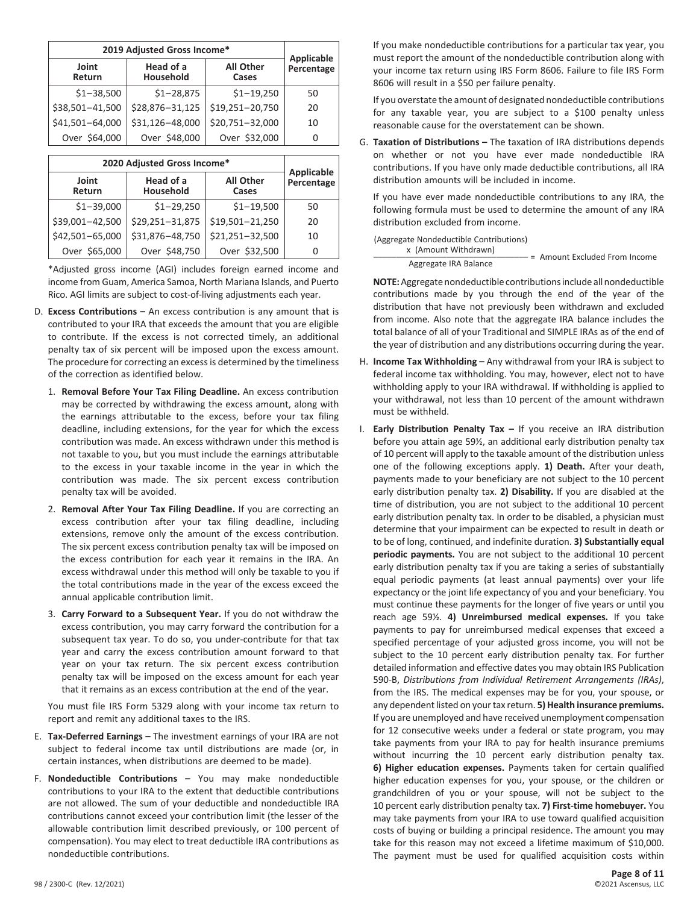| 2019 Adjusted Gross Income* | | | Applicable Percentage |
|---|---|---|---|
| Joint Return | Head of a Household | All Other Cases | |
| $1–38,500 | $1–28,875 | $1–19,250 | 50 |
| $38,501–41,500 | $28,876–31,125 | $19,251–20,750 | 20 |
| $41,501–64,000 | $31,126–48,000 | $20,751–32,000 | 10 |
| Over $64,000 | Over $48,000 | Over $32,000 | 0 |

| 2020 Adjusted Gross Income* | | | Applicable Percentage |
|---|---|---|---|
| Joint Return | Head of a Household | All Other Cases | |
| $1–39,000 | $1–29,250 | $1–19,500 | 50 |
| $39,001–42,500 | $29,251–31,875 | $19,501–21,250 | 20 |
| $42,501–65,000 | $31,876–48,750 | $21,251–32,500 | 10 |
| Over $65,000 | Over $48,750 | Over $32,500 | 0 |

*Adjusted gross income (AGI) includes foreign earned income and income from Guam, America Samoa, North Mariana Islands, and Puerto Rico. AGI limits are subject to cost-of-living adjustments each year.

D. **Excess Contributions –** An excess contribution is any amount that is contributed to your IRA that exceeds the amount that you are eligible to contribute. If the excess is not corrected timely, an additional penalty tax of six percent will be imposed upon the excess amount. The procedure for correcting an excess is determined by the timeliness of the correction as identified below.

1. **Removal Before Your Tax Filing Deadline.** An excess contribution may be corrected by withdrawing the excess amount, along with the earnings attributable to the excess, before your tax filing deadline, including extensions, for the year for which the excess contribution was made. An excess withdrawn under this method is not taxable to you, but you must include the earnings attributable to the excess in your taxable income in the year in which the contribution was made. The six percent excess contribution penalty tax will be avoided.

2. **Removal After Your Tax Filing Deadline.** If you are correcting an excess contribution after your tax filing deadline, including extensions, remove only the amount of the excess contribution. The six percent excess contribution penalty tax will be imposed on the excess contribution for each year it remains in the IRA. An excess withdrawal under this method will only be taxable to you if the total contributions made in the year of the excess exceed the annual applicable contribution limit.

3. **Carry Forward to a Subsequent Year.** If you do not withdraw the excess contribution, you may carry forward the contribution for a subsequent tax year. To do so, you under-contribute for that tax year and carry the excess contribution amount forward to that year on your tax return. The six percent excess contribution penalty tax will be imposed on the excess amount for each year that it remains as an excess contribution at the end of the year.

You must file IRS Form 5329 along with your income tax return to report and remit any additional taxes to the IRS.

E. **Tax-Deferred Earnings –** The investment earnings of your IRA are not subject to federal income tax until distributions are made (or, in certain instances, when distributions are deemed to be made).

F. **Nondeductible Contributions –** You may make nondeductible contributions to your IRA to the extent that deductible contributions are not allowed. The sum of your deductible and nondeductible IRA contributions cannot exceed your contribution limit (the lesser of the allowable contribution limit described previously, or 100 percent of compensation). You may elect to treat deductible IRA contributions as nondeductible contributions.

If you make nondeductible contributions for a particular tax year, you must report the amount of the nondeductible contribution along with your income tax return using IRS Form 8606. Failure to file IRS Form 8606 will result in a $50 per failure penalty.

If you overstate the amount of designated nondeductible contributions for any taxable year, you are subject to a $100 penalty unless reasonable cause for the overstatement can be shown.

G. **Taxation of Distributions –** The taxation of IRA distributions depends on whether or not you have ever made nondeductible IRA contributions. If you have only made deductible contributions, all IRA distribution amounts will be included in income.

If you have ever made nondeductible contributions to any IRA, the following formula must be used to determine the amount of any IRA distribution excluded from income.

$$\frac{\text{(Aggregate Nondeductible Contributions)} \times \text{(Amount Withdrawn)}}{\text{Aggregate IRA Balance}} = \text{Amount Excluded From Income}$$

**NOTE:** Aggregate nondeductible contributions include all nondeductible contributions made by you through the end of the year of the distribution that have not previously been withdrawn and excluded from income. Also note that the aggregate IRA balance includes the total balance of all of your Traditional and SIMPLE IRAs as of the end of the year of distribution and any distributions occurring during the year.

H. **Income Tax Withholding –** Any withdrawal from your IRA is subject to federal income tax withholding. You may, however, elect not to have withholding apply to your IRA withdrawal. If withholding is applied to your withdrawal, not less than 10 percent of the amount withdrawn must be withheld.

I. **Early Distribution Penalty Tax –** If you receive an IRA distribution before you attain age 59½, an additional early distribution penalty tax of 10 percent will apply to the taxable amount of the distribution unless one of the following exceptions apply. **1) Death.** After your death, payments made to your beneficiary are not subject to the 10 percent early distribution penalty tax. **2) Disability.** If you are disabled at the time of distribution, you are not subject to the additional 10 percent early distribution penalty tax. In order to be disabled, a physician must determine that your impairment can be expected to result in death or to be of long, continued, and indefinite duration. **3) Substantially equal periodic payments.** You are not subject to the additional 10 percent early distribution penalty tax if you are taking a series of substantially equal periodic payments (at least annual payments) over your life expectancy or the joint life expectancy of you and your beneficiary. You must continue these payments for the longer of five years or until you reach age 59½. **4) Unreimbursed medical expenses.** If you take payments to pay for unreimbursed medical expenses that exceed a specified percentage of your adjusted gross income, you will not be subject to the 10 percent early distribution penalty tax. For further detailed information and effective dates you may obtain IRS Publication 590-B, *Distributions from Individual Retirement Arrangements (IRAs)*, from the IRS. The medical expenses may be for you, your spouse, or any dependent listed on your tax return. **5) Health insurance premiums.** If you are unemployed and have received unemployment compensation for 12 consecutive weeks under a federal or state program, you may take payments from your IRA to pay for health insurance premiums without incurring the 10 percent early distribution penalty tax. **6) Higher education expenses.** Payments taken for certain qualified higher education expenses for you, your spouse, or the children or grandchildren of you or your spouse, will not be subject to the 10 percent early distribution penalty tax. **7) First-time homebuyer.** You may take payments from your IRA to use toward qualified acquisition costs of buying or building a principal residence. The amount you may take for this reason may not exceed a lifetime maximum of $10,000. The payment must be used for qualified acquisition costs within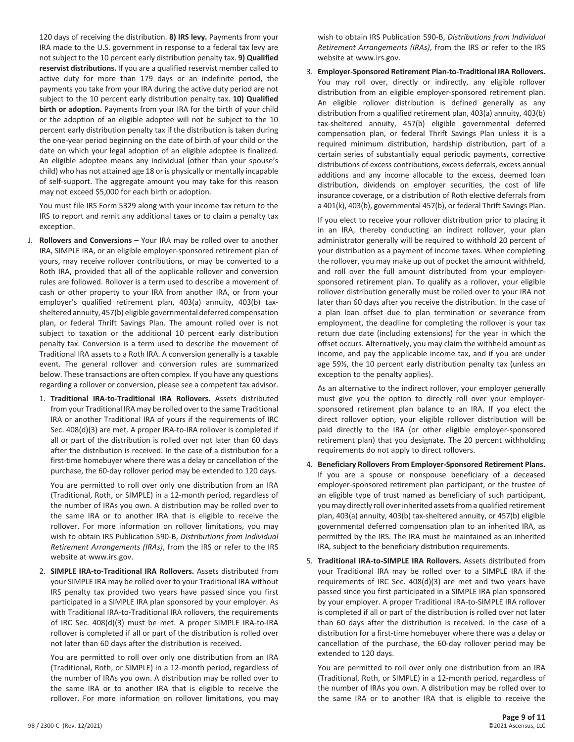120 days of receiving the distribution. **8) IRS levy.** Payments from your IRA made to the U.S. government in response to a federal tax levy are not subject to the 10 percent early distribution penalty tax. **9) Qualified reservist distributions.** If you are a qualified reservist member called to active duty for more than 179 days or an indefinite period, the payments you take from your IRA during the active duty period are not subject to the 10 percent early distribution penalty tax. **10) Qualified birth or adoption.** Payments from your IRA for the birth of your child or the adoption of an eligible adoptee will not be subject to the 10 percent early distribution penalty tax if the distribution is taken during the one-year period beginning on the date of birth of your child or the date on which your legal adoption of an eligible adoptee is finalized. An eligible adoptee means any individual (other than your spouse's child) who has not attained age 18 or is physically or mentally incapable of self-support. The aggregate amount you may take for this reason may not exceed $5,000 for each birth or adoption.

You must file IRS Form 5329 along with your income tax return to the IRS to report and remit any additional taxes or to claim a penalty tax exception.

J. **Rollovers and Conversions –** Your IRA may be rolled over to another IRA, SIMPLE IRA, or an eligible employer-sponsored retirement plan of yours, may receive rollover contributions, or may be converted to a Roth IRA, provided that all of the applicable rollover and conversion rules are followed. Rollover is a term used to describe a movement of cash or other property to your IRA from another IRA, or from your employer's qualified retirement plan, 403(a) annuity, 403(b) tax-sheltered annuity, 457(b) eligible governmental deferred compensation plan, or federal Thrift Savings Plan. The amount rolled over is not subject to taxation or the additional 10 percent early distribution penalty tax. Conversion is a term used to describe the movement of Traditional IRA assets to a Roth IRA. A conversion generally is a taxable event. The general rollover and conversion rules are summarized below. These transactions are often complex. If you have any questions regarding a rollover or conversion, please see a competent tax advisor.

1. **Traditional IRA-to-Traditional IRA Rollovers.** Assets distributed from your Traditional IRA may be rolled over to the same Traditional IRA or another Traditional IRA of yours if the requirements of IRC Sec. 408(d)(3) are met. A proper IRA-to-IRA rollover is completed if all or part of the distribution is rolled over not later than 60 days after the distribution is received. In the case of a distribution for a first-time homebuyer where there was a delay or cancellation of the purchase, the 60-day rollover period may be extended to 120 days.

   You are permitted to roll over only one distribution from an IRA (Traditional, Roth, or SIMPLE) in a 12-month period, regardless of the number of IRAs you own. A distribution may be rolled over to the same IRA or to another IRA that is eligible to receive the rollover. For more information on rollover limitations, you may wish to obtain IRS Publication 590-B, *Distributions from Individual Retirement Arrangements (IRAs)*, from the IRS or refer to the IRS website at www.irs.gov.

2. **SIMPLE IRA-to-Traditional IRA Rollovers.** Assets distributed from your SIMPLE IRA may be rolled over to your Traditional IRA without IRS penalty tax provided two years have passed since you first participated in a SIMPLE IRA plan sponsored by your employer. As with Traditional IRA-to-Traditional IRA rollovers, the requirements of IRC Sec. 408(d)(3) must be met. A proper SIMPLE IRA-to-IRA rollover is completed if all or part of the distribution is rolled over not later than 60 days after the distribution is received.

   You are permitted to roll over only one distribution from an IRA (Traditional, Roth, or SIMPLE) in a 12-month period, regardless of the number of IRAs you own. A distribution may be rolled over to the same IRA or to another IRA that is eligible to receive the rollover. For more information on rollover limitations, you may wish to obtain IRS Publication 590-B, *Distributions from Individual Retirement Arrangements (IRAs)*, from the IRS or refer to the IRS website at www.irs.gov.

3. **Employer-Sponsored Retirement Plan-to-Traditional IRA Rollovers.** You may roll over, directly or indirectly, any eligible rollover distribution from an eligible employer-sponsored retirement plan. An eligible rollover distribution is defined generally as any distribution from a qualified retirement plan, 403(a) annuity, 403(b) tax-sheltered annuity, 457(b) eligible governmental deferred compensation plan, or federal Thrift Savings Plan unless it is a required minimum distribution, hardship distribution, part of a certain series of substantially equal periodic payments, corrective distributions of excess contributions, excess deferrals, excess annual additions and any income allocable to the excess, deemed loan distribution, dividends on employer securities, the cost of life insurance coverage, or a distribution of Roth elective deferrals from a 401(k), 403(b), governmental 457(b), or federal Thrift Savings Plan.

   If you elect to receive your rollover distribution prior to placing it in an IRA, thereby conducting an indirect rollover, your plan administrator generally will be required to withhold 20 percent of your distribution as a payment of income taxes. When completing the rollover, you may make up out of pocket the amount withheld, and roll over the full amount distributed from your employer-sponsored retirement plan. To qualify as a rollover, your eligible rollover distribution generally must be rolled over to your IRA not later than 60 days after you receive the distribution. In the case of a plan loan offset due to plan termination or severance from employment, the deadline for completing the rollover is your tax return due date (including extensions) for the year in which the offset occurs. Alternatively, you may claim the withheld amount as income, and pay the applicable income tax, and if you are under age 59½, the 10 percent early distribution penalty tax (unless an exception to the penalty applies).

   As an alternative to the indirect rollover, your employer generally must give you the option to directly roll over your employer-sponsored retirement plan balance to an IRA. If you elect the direct rollover option, your eligible rollover distribution will be paid directly to the IRA (or other eligible employer-sponsored retirement plan) that you designate. The 20 percent withholding requirements do not apply to direct rollovers.

4. **Beneficiary Rollovers From Employer-Sponsored Retirement Plans.** If you are a spouse or nonspouse beneficiary of a deceased employer-sponsored retirement plan participant, or the trustee of an eligible type of trust named as beneficiary of such participant, you may directly roll over inherited assets from a qualified retirement plan, 403(a) annuity, 403(b) tax-sheltered annuity, or 457(b) eligible governmental deferred compensation plan to an inherited IRA, as permitted by the IRS. The IRA must be maintained as an inherited IRA, subject to the beneficiary distribution requirements.

5. **Traditional IRA-to-SIMPLE IRA Rollovers.** Assets distributed from your Traditional IRA may be rolled over to a SIMPLE IRA if the requirements of IRC Sec. 408(d)(3) are met and two years have passed since you first participated in a SIMPLE IRA plan sponsored by your employer. A proper Traditional IRA-to-SIMPLE IRA rollover is completed if all or part of the distribution is rolled over not later than 60 days after the distribution is received. In the case of a distribution for a first-time homebuyer where there was a delay or cancellation of the purchase, the 60-day rollover period may be extended to 120 days.

   You are permitted to roll over only one distribution from an IRA (Traditional, Roth, or SIMPLE) in a 12-month period, regardless of the number of IRAs you own. A distribution may be rolled over to the same IRA or to another IRA that is eligible to receive the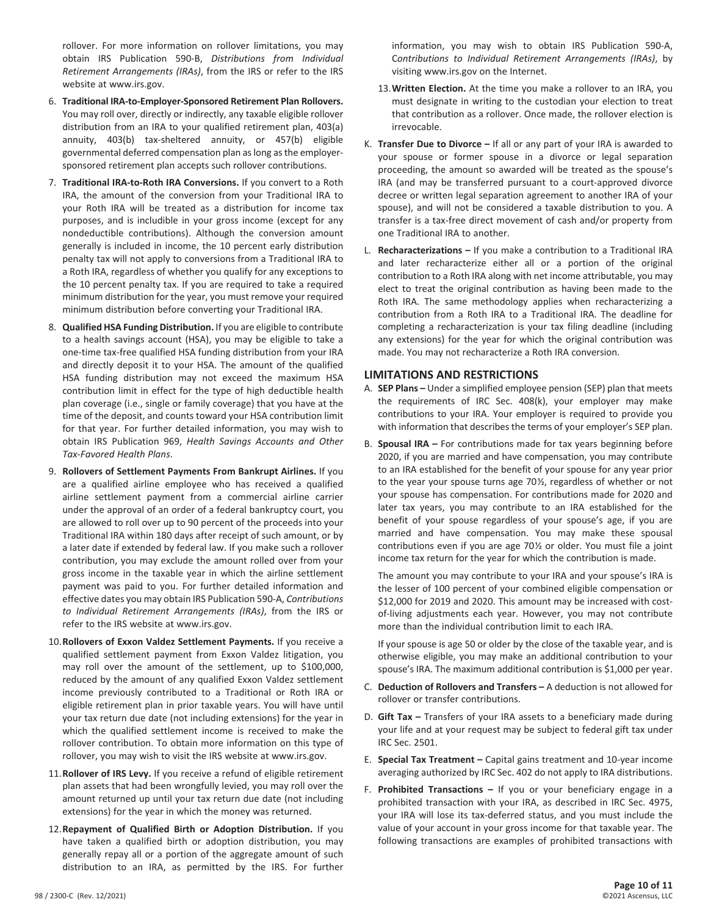rollover. For more information on rollover limitations, you may obtain IRS Publication 590-B, *Distributions from Individual Retirement Arrangements (IRAs)*, from the IRS or refer to the IRS website at www.irs.gov.

6. **Traditional IRA-to-Employer-Sponsored Retirement Plan Rollovers.** You may roll over, directly or indirectly, any taxable eligible rollover distribution from an IRA to your qualified retirement plan, 403(a) annuity, 403(b) tax-sheltered annuity, or 457(b) eligible governmental deferred compensation plan as long as the employer-sponsored retirement plan accepts such rollover contributions.

7. **Traditional IRA-to-Roth IRA Conversions.** If you convert to a Roth IRA, the amount of the conversion from your Traditional IRA to your Roth IRA will be treated as a distribution for income tax purposes, and is includible in your gross income (except for any nondeductible contributions). Although the conversion amount generally is included in income, the 10 percent early distribution penalty tax will not apply to conversions from a Traditional IRA to a Roth IRA, regardless of whether you qualify for any exceptions to the 10 percent penalty tax. If you are required to take a required minimum distribution for the year, you must remove your required minimum distribution before converting your Traditional IRA.

8. **Qualified HSA Funding Distribution.** If you are eligible to contribute to a health savings account (HSA), you may be eligible to take a one-time tax-free qualified HSA funding distribution from your IRA and directly deposit it to your HSA. The amount of the qualified HSA funding distribution may not exceed the maximum HSA contribution limit in effect for the type of high deductible health plan coverage (i.e., single or family coverage) that you have at the time of the deposit, and counts toward your HSA contribution limit for that year. For further detailed information, you may wish to obtain IRS Publication 969, *Health Savings Accounts and Other Tax-Favored Health Plans*.

9. **Rollovers of Settlement Payments From Bankrupt Airlines.** If you are a qualified airline employee who has received a qualified airline settlement payment from a commercial airline carrier under the approval of an order of a federal bankruptcy court, you are allowed to roll over up to 90 percent of the proceeds into your Traditional IRA within 180 days after receipt of such amount, or by a later date if extended by federal law. If you make such a rollover contribution, you may exclude the amount rolled over from your gross income in the taxable year in which the airline settlement payment was paid to you. For further detailed information and effective dates you may obtain IRS Publication 590-A, *Contributions to Individual Retirement Arrangements (IRAs)*, from the IRS or refer to the IRS website at www.irs.gov.

10. **Rollovers of Exxon Valdez Settlement Payments.** If you receive a qualified settlement payment from Exxon Valdez litigation, you may roll over the amount of the settlement, up to $100,000, reduced by the amount of any qualified Exxon Valdez settlement income previously contributed to a Traditional or Roth IRA or eligible retirement plan in prior taxable years. You will have until your tax return due date (not including extensions) for the year in which the qualified settlement income is received to make the rollover contribution. To obtain more information on this type of rollover, you may wish to visit the IRS website at www.irs.gov.

11. **Rollover of IRS Levy.** If you receive a refund of eligible retirement plan assets that had been wrongfully levied, you may roll over the amount returned up until your tax return due date (not including extensions) for the year in which the money was returned.

12. **Repayment of Qualified Birth or Adoption Distribution.** If you have taken a qualified birth or adoption distribution, you may generally repay all or a portion of the aggregate amount of such distribution to an IRA, as permitted by the IRS. For further information, you may wish to obtain IRS Publication 590-A, C*ontributions to Individual Retirement Arrangements (IRAs)*, by visiting www.irs.gov on the Internet.

13. **Written Election.** At the time you make a rollover to an IRA, you must designate in writing to the custodian your election to treat that contribution as a rollover. Once made, the rollover election is irrevocable.

K. **Transfer Due to Divorce –** If all or any part of your IRA is awarded to your spouse or former spouse in a divorce or legal separation proceeding, the amount so awarded will be treated as the spouse's IRA (and may be transferred pursuant to a court-approved divorce decree or written legal separation agreement to another IRA of your spouse), and will not be considered a taxable distribution to you. A transfer is a tax-free direct movement of cash and/or property from one Traditional IRA to another.

L. **Recharacterizations –** If you make a contribution to a Traditional IRA and later recharacterize either all or a portion of the original contribution to a Roth IRA along with net income attributable, you may elect to treat the original contribution as having been made to the Roth IRA. The same methodology applies when recharacterizing a contribution from a Roth IRA to a Traditional IRA. The deadline for completing a recharacterization is your tax filing deadline (including any extensions) for the year for which the original contribution was made. You may not recharacterize a Roth IRA conversion.

## LIMITATIONS AND RESTRICTIONS

A. **SEP Plans –** Under a simplified employee pension (SEP) plan that meets the requirements of IRC Sec. 408(k), your employer may make contributions to your IRA. Your employer is required to provide you with information that describes the terms of your employer's SEP plan.

B. **Spousal IRA –** For contributions made for tax years beginning before 2020, if you are married and have compensation, you may contribute to an IRA established for the benefit of your spouse for any year prior to the year your spouse turns age 70½, regardless of whether or not your spouse has compensation. For contributions made for 2020 and later tax years, you may contribute to an IRA established for the benefit of your spouse regardless of your spouse's age, if you are married and have compensation. You may make these spousal contributions even if you are age 70½ or older. You must file a joint income tax return for the year for which the contribution is made.

   The amount you may contribute to your IRA and your spouse's IRA is the lesser of 100 percent of your combined eligible compensation or $12,000 for 2019 and 2020. This amount may be increased with cost-of-living adjustments each year. However, you may not contribute more than the individual contribution limit to each IRA.

   If your spouse is age 50 or older by the close of the taxable year, and is otherwise eligible, you may make an additional contribution to your spouse's IRA. The maximum additional contribution is $1,000 per year.

C. **Deduction of Rollovers and Transfers –** A deduction is not allowed for rollover or transfer contributions.

D. **Gift Tax –** Transfers of your IRA assets to a beneficiary made during your life and at your request may be subject to federal gift tax under IRC Sec. 2501.

E. **Special Tax Treatment –** Capital gains treatment and 10-year income averaging authorized by IRC Sec. 402 do not apply to IRA distributions.

F. **Prohibited Transactions –** If you or your beneficiary engage in a prohibited transaction with your IRA, as described in IRC Sec. 4975, your IRA will lose its tax-deferred status, and you must include the value of your account in your gross income for that taxable year. The following transactions are examples of prohibited transactions with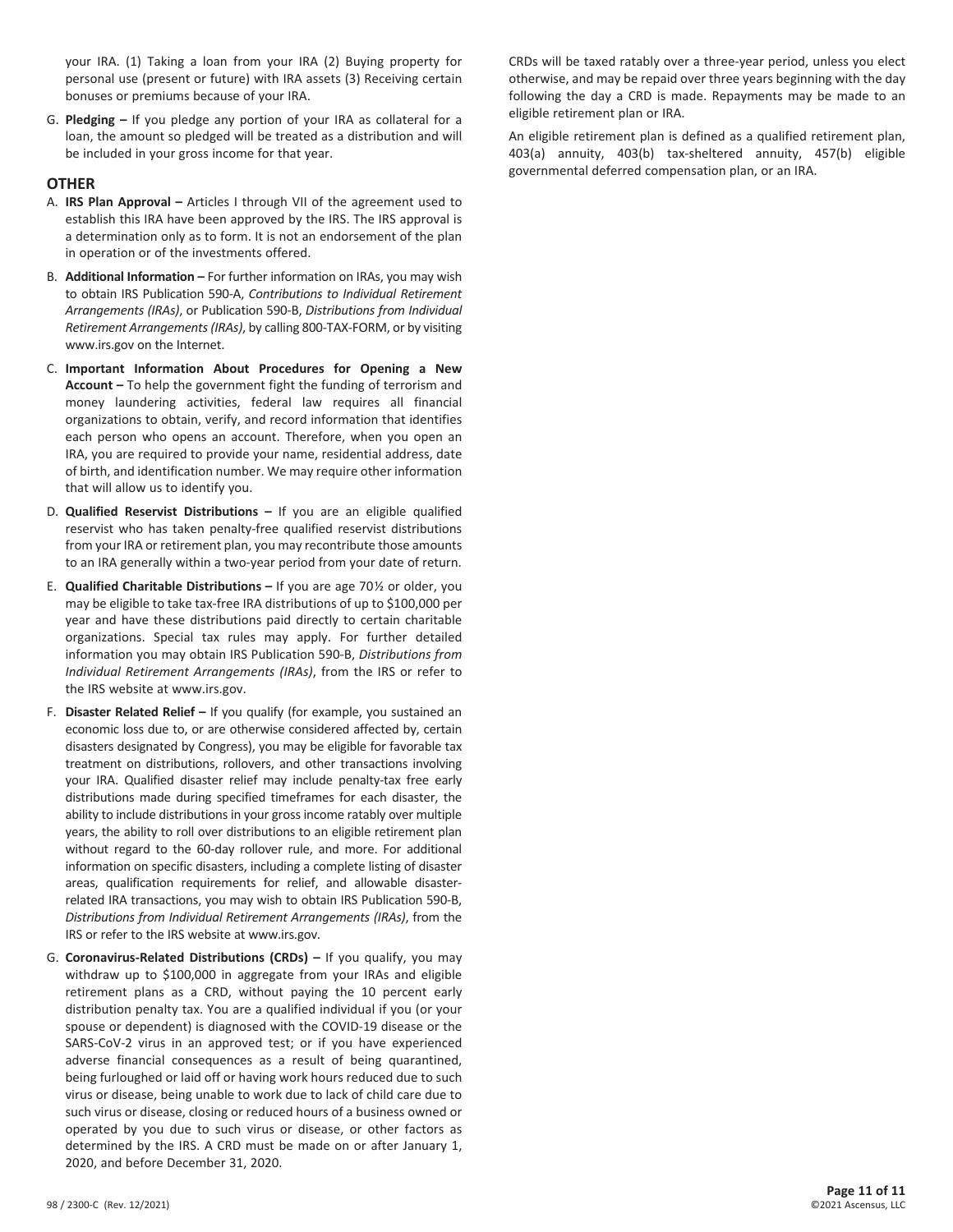your IRA. (1) Taking a loan from your IRA (2) Buying property for personal use (present or future) with IRA assets (3) Receiving certain bonuses or premiums because of your IRA.

G. **Pledging –** If you pledge any portion of your IRA as collateral for a loan, the amount so pledged will be treated as a distribution and will be included in your gross income for that year.

## OTHER

A. **IRS Plan Approval –** Articles I through VII of the agreement used to establish this IRA have been approved by the IRS. The IRS approval is a determination only as to form. It is not an endorsement of the plan in operation or of the investments offered.

B. **Additional Information –** For further information on IRAs, you may wish to obtain IRS Publication 590-A, *Contributions to Individual Retirement Arrangements (IRAs)*, or Publication 590-B, *Distributions from Individual Retirement Arrangements (IRAs)*, by calling 800-TAX-FORM, or by visiting www.irs.gov on the Internet.

C. **Important Information About Procedures for Opening a New Account –** To help the government fight the funding of terrorism and money laundering activities, federal law requires all financial organizations to obtain, verify, and record information that identifies each person who opens an account. Therefore, when you open an IRA, you are required to provide your name, residential address, date of birth, and identification number. We may require other information that will allow us to identify you.

D. **Qualified Reservist Distributions –** If you are an eligible qualified reservist who has taken penalty-free qualified reservist distributions from your IRA or retirement plan, you may recontribute those amounts to an IRA generally within a two-year period from your date of return.

E. **Qualified Charitable Distributions –** If you are age 70½ or older, you may be eligible to take tax-free IRA distributions of up to $100,000 per year and have these distributions paid directly to certain charitable organizations. Special tax rules may apply. For further detailed information you may obtain IRS Publication 590-B, *Distributions from Individual Retirement Arrangements (IRAs)*, from the IRS or refer to the IRS website at www.irs.gov.

F. **Disaster Related Relief –** If you qualify (for example, you sustained an economic loss due to, or are otherwise considered affected by, certain disasters designated by Congress), you may be eligible for favorable tax treatment on distributions, rollovers, and other transactions involving your IRA. Qualified disaster relief may include penalty-tax free early distributions made during specified timeframes for each disaster, the ability to include distributions in your gross income ratably over multiple years, the ability to roll over distributions to an eligible retirement plan without regard to the 60-day rollover rule, and more. For additional information on specific disasters, including a complete listing of disaster areas, qualification requirements for relief, and allowable disaster-related IRA transactions, you may wish to obtain IRS Publication 590-B, *Distributions from Individual Retirement Arrangements (IRAs)*, from the IRS or refer to the IRS website at www.irs.gov.

G. **Coronavirus-Related Distributions (CRDs) –** If you qualify, you may withdraw up to $100,000 in aggregate from your IRAs and eligible retirement plans as a CRD, without paying the 10 percent early distribution penalty tax. You are a qualified individual if you (or your spouse or dependent) is diagnosed with the COVID-19 disease or the SARS-CoV-2 virus in an approved test; or if you have experienced adverse financial consequences as a result of being quarantined, being furloughed or laid off or having work hours reduced due to such virus or disease, being unable to work due to lack of child care due to such virus or disease, closing or reduced hours of a business owned or operated by you due to such virus or disease, or other factors as determined by the IRS. A CRD must be made on or after January 1, 2020, and before December 31, 2020.

CRDs will be taxed ratably over a three-year period, unless you elect otherwise, and may be repaid over three years beginning with the day following the day a CRD is made. Repayments may be made to an eligible retirement plan or IRA.

An eligible retirement plan is defined as a qualified retirement plan, 403(a) annuity, 403(b) tax-sheltered annuity, 457(b) eligible governmental deferred compensation plan, or an IRA.